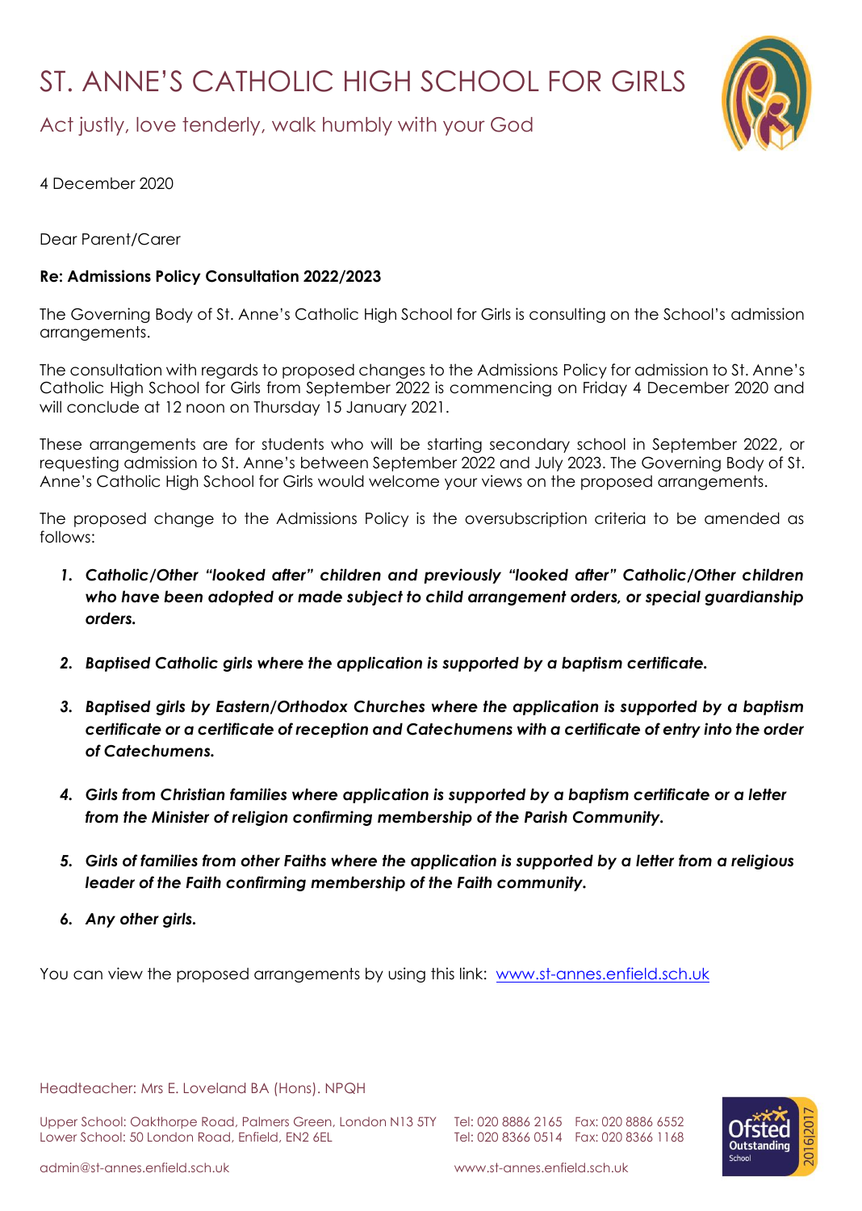# ST. ANNE'S CATHOLIC HIGH SCHOOL FOR GIRLS

Act justly, love tenderly, walk humbly with your God

4 December 2020

Dear Parent/Carer

**Re: Admissions Policy Consultation 2022/2023**

The Governing Body of St. Anne's Catholic High School for Girls is consulting on the School's admission arrangements.

The consultation with regards to proposed changes to the Admissions Policy for admission to St. Anne's Catholic High School for Girls from September 2022 is commencing on Friday 4 December 2020 and will conclude at 12 noon on Thursday 15 January 2021.

These arrangements are for students who will be starting secondary school in September 2022, or requesting admission to St. Anne's between September 2022 and July 2023. The Governing Body of St. Anne's Catholic High School for Girls would welcome your views on the proposed arrangements.

The proposed change to the Admissions Policy is the oversubscription criteria to be amended as follows:

1. ***Catholic/Other "looked after" children and previously "looked after" Catholic/Other children who have been adopted or made subject to child arrangement orders, or special guardianship orders.***
2. ***Baptised Catholic girls where the application is supported by a baptism certificate.***
3. ***Baptised girls by Eastern/Orthodox Churches where the application is supported by a baptism certificate or a certificate of reception and Catechumens with a certificate of entry into the order of Catechumens.***
4. ***Girls from Christian families where application is supported by a baptism certificate or a letter from the Minister of religion confirming membership of the Parish Community.***
5. ***Girls of families from other Faiths where the application is supported by a letter from a religious leader of the Faith confirming membership of the Faith community.***
6. ***Any other girls.***

You can view the proposed arrangements by using this link: www.st-annes.enfield.sch.uk

Headteacher: Mrs E. Loveland BA (Hons). NPQH

Upper School: Oakthorpe Road, Palmers Green, London N13 5TY Tel: 020 8886 2165 Fax: 020 8886 6552
Lower School: 50 London Road, Enfield, EN2 6EL Tel: 020 8366 0514 Fax: 020 8366 1168

admin@st-annes.enfield.sch.uk www.st-annes.enfield.sch.uk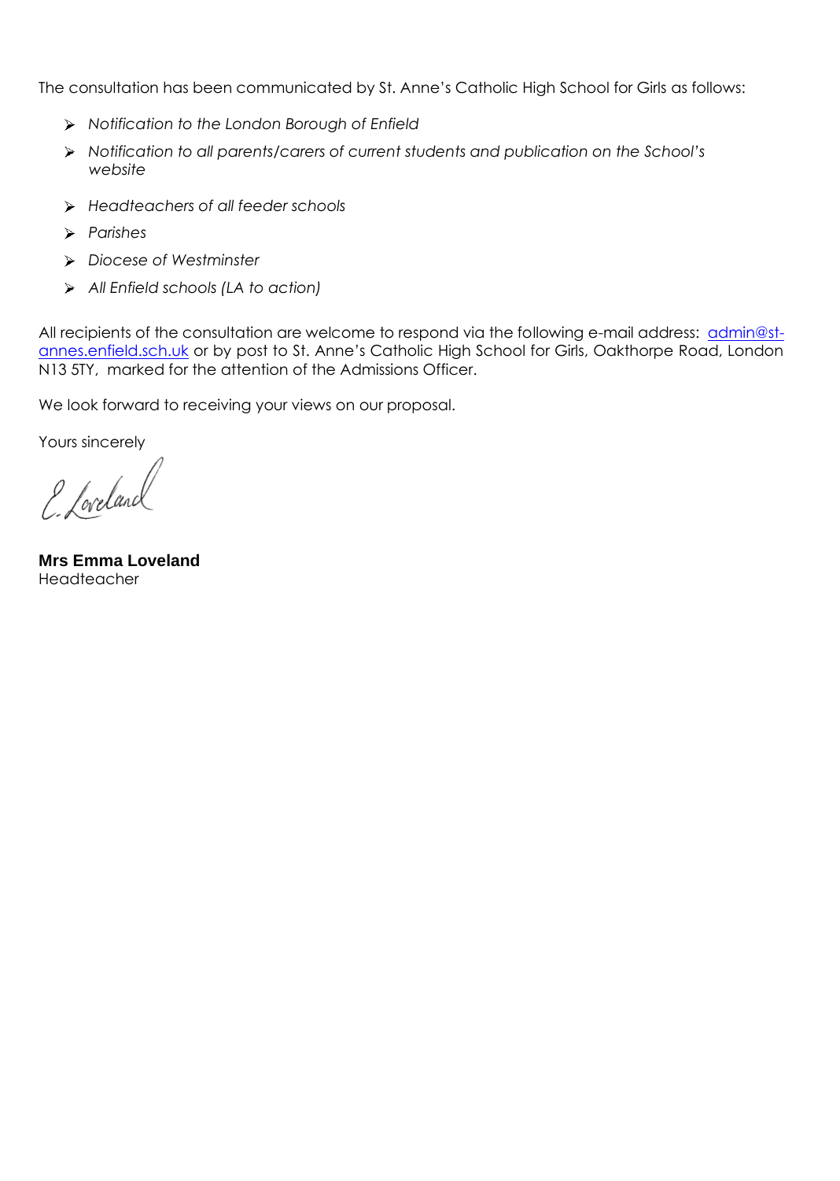The consultation has been communicated by St. Anne's Catholic High School for Girls as follows:

- *Notification to the London Borough of Enfield*
- *Notification to all parents/carers of current students and publication on the School's website*
- *Headteachers of all feeder schools*
- *Parishes*
- *Diocese of Westminster*
- *All Enfield schools (LA to action)*

All recipients of the consultation are welcome to respond via the following e-mail address: admin@st-annes.enfield.sch.uk or by post to St. Anne's Catholic High School for Girls, Oakthorpe Road, London N13 5TY, marked for the attention of the Admissions Officer.

We look forward to receiving your views on our proposal.

Yours sincerely

E. Loveland

**Mrs Emma Loveland**
Headteacher